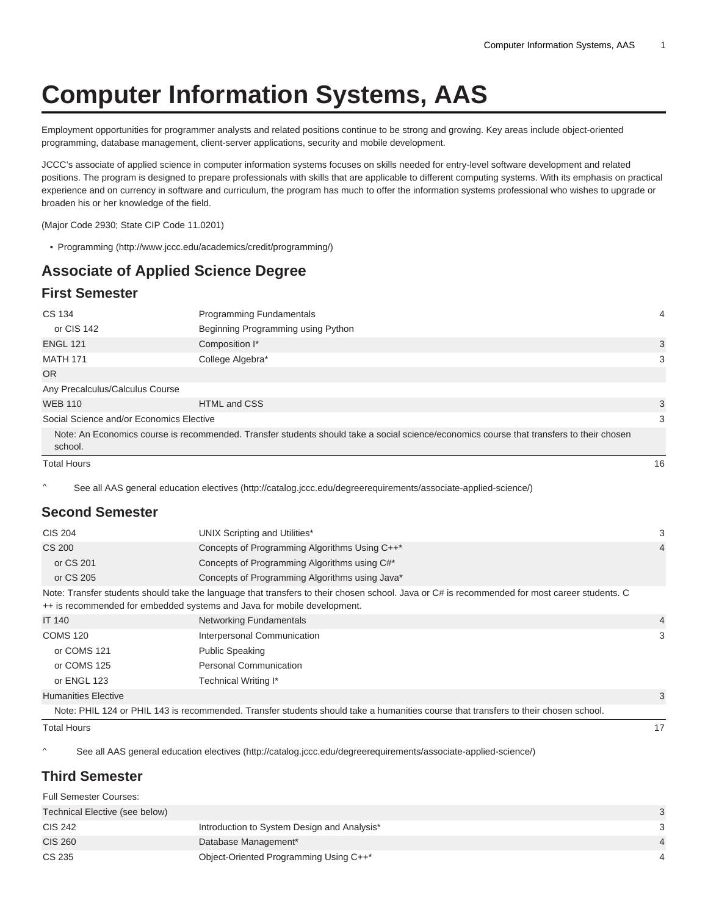# Computer Information Systems, AAS

Employment opportunities for programmer analysts and related positions continue to be strong and growing. Key areas include object-oriented programming, database management, client-server applications, security and mobile development.

JCCC's associate of applied science in computer information systems focuses on skills needed for entry-level software development and related positions. The program is designed to prepare professionals with skills that are applicable to different computing systems. With its emphasis on practical experience and on currency in software and curriculum, the program has much to offer the information systems professional who wishes to upgrade or broaden his or her knowledge of the field.

(Major Code 2930; State CIP Code 11.0201)

- Programming (http://www.jccc.edu/academics/credit/programming/)

## Associate of Applied Science Degree

### First Semester

| | | |
|---|---|---|
| CS 134 | Programming Fundamentals | 4 |
| or CIS 142 | Beginning Programming using Python | |
| ENGL 121 | Composition I* | 3 |
| MATH 171 | College Algebra* | 3 |
| OR | | |
| Any Precalculus/Calculus Course | | |
| WEB 110 | HTML and CSS | 3 |
| Social Science and/or Economics Elective | | 3 |
| Note: An Economics course is recommended. Transfer students should take a social science/economics course that transfers to their chosen school. | | |
| Total Hours | | 16 |

^ See all AAS general education electives (http://catalog.jccc.edu/degreerequirements/associate-applied-science/)

### Second Semester

| | | |
|---|---|---|
| CIS 204 | UNIX Scripting and Utilities* | 3 |
| CS 200 | Concepts of Programming Algorithms Using C++* | 4 |
| or CS 201 | Concepts of Programming Algorithms using C#* | |
| or CS 205 | Concepts of Programming Algorithms using Java* | |
| Note: Transfer students should take the language that transfers to their chosen school. Java or C# is recommended for most career students. C++ is recommended for embedded systems and Java for mobile development. | | |
| IT 140 | Networking Fundamentals | 4 |
| COMS 120 | Interpersonal Communication | 3 |
| or COMS 121 | Public Speaking | |
| or COMS 125 | Personal Communication | |
| or ENGL 123 | Technical Writing I* | |
| Humanities Elective | | 3 |
| Note: PHIL 124 or PHIL 143 is recommended. Transfer students should take a humanities course that transfers to their chosen school. | | |
| Total Hours | | 17 |

^ See all AAS general education electives (http://catalog.jccc.edu/degreerequirements/associate-applied-science/)

### Third Semester

| | | |
|---|---|---|
| Full Semester Courses: | | |
| Technical Elective (see below) | | 3 |
| CIS 242 | Introduction to System Design and Analysis* | 3 |
| CIS 260 | Database Management* | 4 |
| CS 235 | Object-Oriented Programming Using C++* | 4 |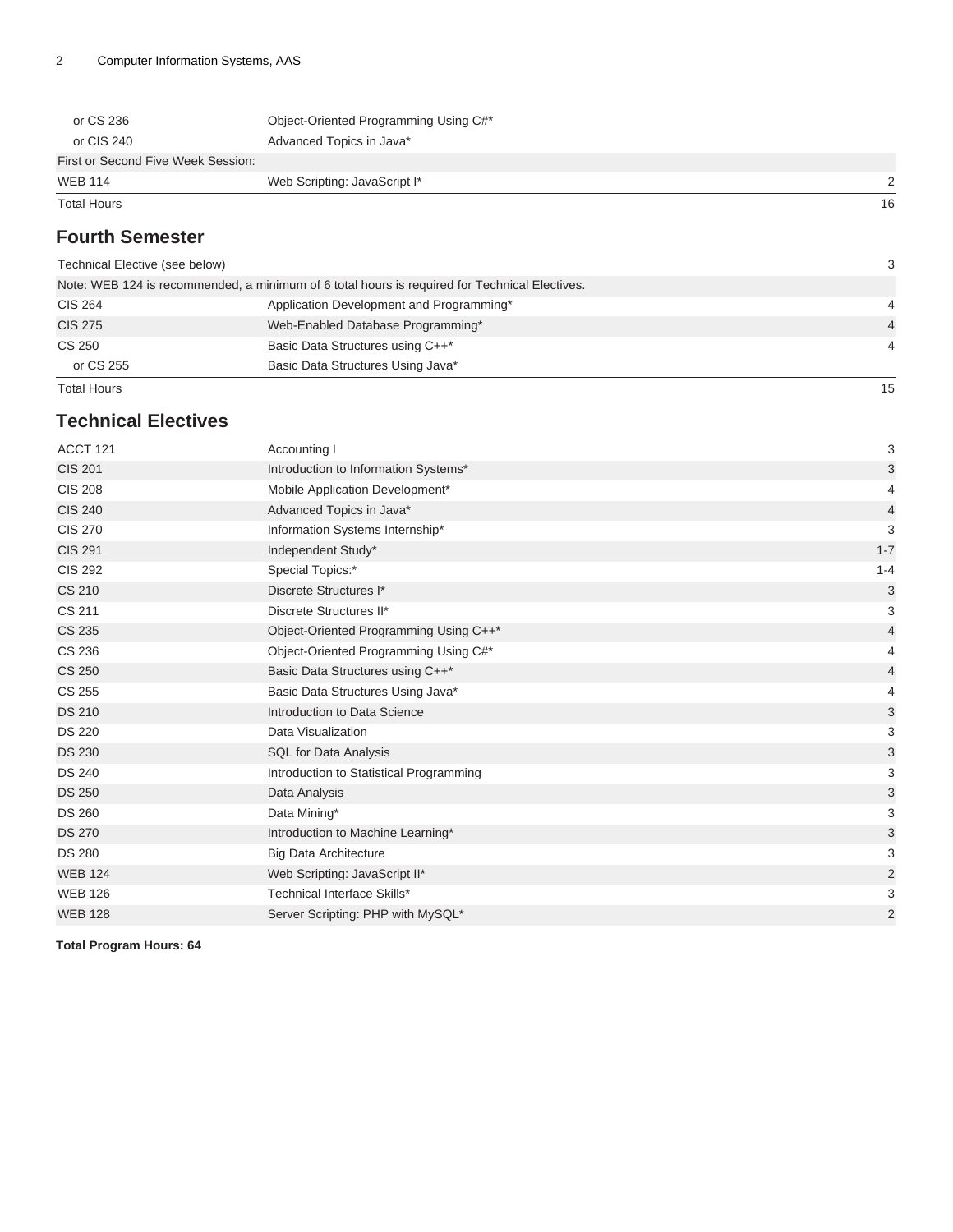| | | |
|---|---|---|
| or CS 236 | Object-Oriented Programming Using C#* | |
| or CIS 240 | Advanced Topics in Java* | |
| First or Second Five Week Session: | | |
| WEB 114 | Web Scripting: JavaScript I* | 2 |
| Total Hours | | 16 |

## Fourth Semester

| | | |
|---|---|---|
| Technical Elective (see below) | | 3 |
| Note: WEB 124 is recommended, a minimum of 6 total hours is required for Technical Electives. | | |
| CIS 264 | Application Development and Programming* | 4 |
| CIS 275 | Web-Enabled Database Programming* | 4 |
| CS 250 | Basic Data Structures using C++* | 4 |
| or CS 255 | Basic Data Structures Using Java* | |
| Total Hours | | 15 |

## Technical Electives

| | | |
|---|---|---|
| ACCT 121 | Accounting I | 3 |
| CIS 201 | Introduction to Information Systems* | 3 |
| CIS 208 | Mobile Application Development* | 4 |
| CIS 240 | Advanced Topics in Java* | 4 |
| CIS 270 | Information Systems Internship* | 3 |
| CIS 291 | Independent Study* | 1-7 |
| CIS 292 | Special Topics:* | 1-4 |
| CS 210 | Discrete Structures I* | 3 |
| CS 211 | Discrete Structures II* | 3 |
| CS 235 | Object-Oriented Programming Using C++* | 4 |
| CS 236 | Object-Oriented Programming Using C#* | 4 |
| CS 250 | Basic Data Structures using C++* | 4 |
| CS 255 | Basic Data Structures Using Java* | 4 |
| DS 210 | Introduction to Data Science | 3 |
| DS 220 | Data Visualization | 3 |
| DS 230 | SQL for Data Analysis | 3 |
| DS 240 | Introduction to Statistical Programming | 3 |
| DS 250 | Data Analysis | 3 |
| DS 260 | Data Mining* | 3 |
| DS 270 | Introduction to Machine Learning* | 3 |
| DS 280 | Big Data Architecture | 3 |
| WEB 124 | Web Scripting: JavaScript II* | 2 |
| WEB 126 | Technical Interface Skills* | 3 |
| WEB 128 | Server Scripting: PHP with MySQL* | 2 |

**Total Program Hours: 64**